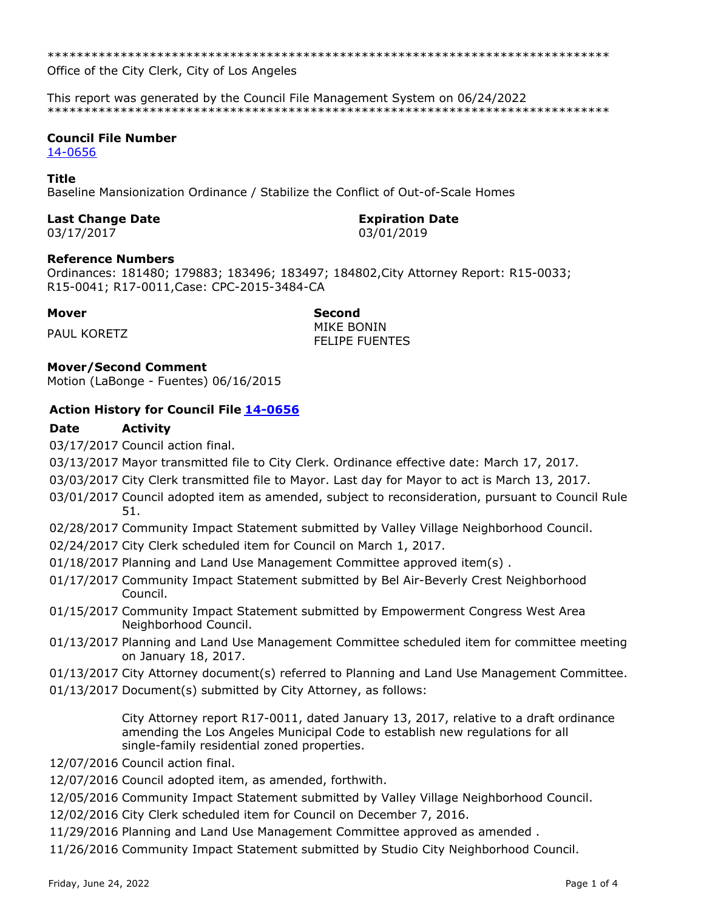\*\*\*\*\*\*\*\*\*\*\*\*\*\*\*\*\*\*\*\*\*\*\*\*\*\*\*\*\*\*\*\*\*\*\*\*\*\*\*\*\*\*\*\*\*\*\*\*\*\*\*\*\*\*\*\*\*\*\*\*\*\*\*\*\*\*\*\*\*\*\*\*\*\*\*\*\*\*

Office of the City Clerk, City of Los Angeles

This report was generated by the Council File Management System on 06/24/2022

\*\*\*\*\*\*\*\*\*\*\*\*\*\*\*\*\*\*\*\*\*\*\*\*\*\*\*\*\*\*\*\*\*\*\*\*\*\*\*\*\*\*\*\*\*\*\*\*\*\*\*\*\*\*\*\*\*\*\*\*\*\*\*\*\*\*\*\*\*\*\*\*\*\*\*\*\*\*

**Council File Number**
14-0656

**Title**
Baseline Mansionization Ordinance / Stabilize the Conflict of Out-of-Scale Homes

**Last Change Date**
03/17/2017

**Expiration Date**
03/01/2019

**Reference Numbers**
Ordinances: 181480; 179883; 183496; 183497; 184802,City Attorney Report: R15-0033; R15-0041; R17-0011,Case: CPC-2015-3484-CA

**Mover**
PAUL KORETZ

**Second**
MIKE BONIN
FELIPE FUENTES

**Mover/Second Comment**
Motion (LaBonge - Fuentes) 06/16/2015

### Action History for Council File 14-0656

| Date | Activity |
|---|---|
| 03/17/2017 | Council action final. |
| 03/13/2017 | Mayor transmitted file to City Clerk. Ordinance effective date: March 17, 2017. |
| 03/03/2017 | City Clerk transmitted file to Mayor. Last day for Mayor to act is March 13, 2017. |
| 03/01/2017 | Council adopted item as amended, subject to reconsideration, pursuant to Council Rule 51. |
| 02/28/2017 | Community Impact Statement submitted by Valley Village Neighborhood Council. |
| 02/24/2017 | City Clerk scheduled item for Council on March 1, 2017. |
| 01/18/2017 | Planning and Land Use Management Committee approved item(s) . |
| 01/17/2017 | Community Impact Statement submitted by Bel Air-Beverly Crest Neighborhood Council. |
| 01/15/2017 | Community Impact Statement submitted by Empowerment Congress West Area Neighborhood Council. |
| 01/13/2017 | Planning and Land Use Management Committee scheduled item for committee meeting on January 18, 2017. |
| 01/13/2017 | City Attorney document(s) referred to Planning and Land Use Management Committee. |
| 01/13/2017 | Document(s) submitted by City Attorney, as follows:<br><br>City Attorney report R17-0011, dated January 13, 2017, relative to a draft ordinance amending the Los Angeles Municipal Code to establish new regulations for all single-family residential zoned properties. |
| 12/07/2016 | Council action final. |
| 12/07/2016 | Council adopted item, as amended, forthwith. |
| 12/05/2016 | Community Impact Statement submitted by Valley Village Neighborhood Council. |
| 12/02/2016 | City Clerk scheduled item for Council on December 7, 2016. |
| 11/29/2016 | Planning and Land Use Management Committee approved as amended . |
| 11/26/2016 | Community Impact Statement submitted by Studio City Neighborhood Council. |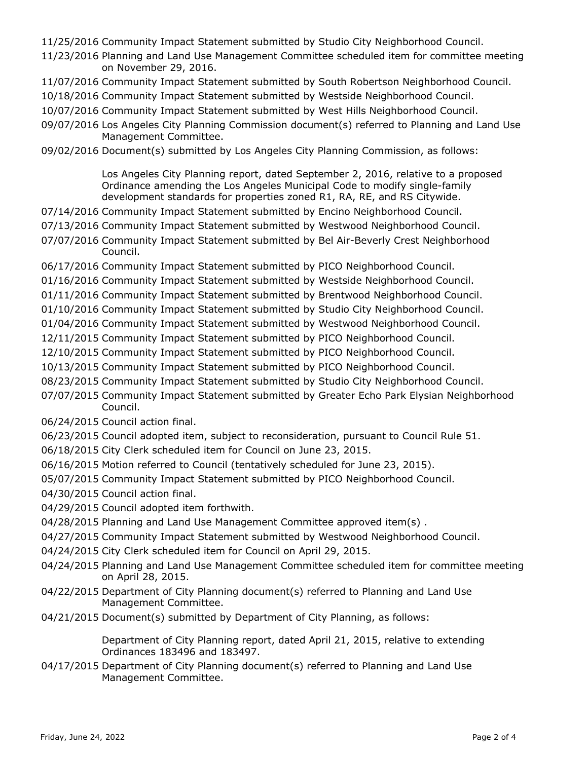11/25/2016 Community Impact Statement submitted by Studio City Neighborhood Council.

11/23/2016 Planning and Land Use Management Committee scheduled item for committee meeting on November 29, 2016.

11/07/2016 Community Impact Statement submitted by South Robertson Neighborhood Council.

10/18/2016 Community Impact Statement submitted by Westside Neighborhood Council.

10/07/2016 Community Impact Statement submitted by West Hills Neighborhood Council.

09/07/2016 Los Angeles City Planning Commission document(s) referred to Planning and Land Use Management Committee.

09/02/2016 Document(s) submitted by Los Angeles City Planning Commission, as follows:

Los Angeles City Planning report, dated September 2, 2016, relative to a proposed Ordinance amending the Los Angeles Municipal Code to modify single-family development standards for properties zoned R1, RA, RE, and RS Citywide.

07/14/2016 Community Impact Statement submitted by Encino Neighborhood Council.

07/13/2016 Community Impact Statement submitted by Westwood Neighborhood Council.

07/07/2016 Community Impact Statement submitted by Bel Air-Beverly Crest Neighborhood Council.

06/17/2016 Community Impact Statement submitted by PICO Neighborhood Council.

01/16/2016 Community Impact Statement submitted by Westside Neighborhood Council.

01/11/2016 Community Impact Statement submitted by Brentwood Neighborhood Council.

01/10/2016 Community Impact Statement submitted by Studio City Neighborhood Council.

01/04/2016 Community Impact Statement submitted by Westwood Neighborhood Council.

12/11/2015 Community Impact Statement submitted by PICO Neighborhood Council.

12/10/2015 Community Impact Statement submitted by PICO Neighborhood Council.

10/13/2015 Community Impact Statement submitted by PICO Neighborhood Council.

08/23/2015 Community Impact Statement submitted by Studio City Neighborhood Council.

07/07/2015 Community Impact Statement submitted by Greater Echo Park Elysian Neighborhood Council.

06/24/2015 Council action final.

06/23/2015 Council adopted item, subject to reconsideration, pursuant to Council Rule 51.

06/18/2015 City Clerk scheduled item for Council on June 23, 2015.

06/16/2015 Motion referred to Council (tentatively scheduled for June 23, 2015).

05/07/2015 Community Impact Statement submitted by PICO Neighborhood Council.

04/30/2015 Council action final.

04/29/2015 Council adopted item forthwith.

04/28/2015 Planning and Land Use Management Committee approved item(s) .

04/27/2015 Community Impact Statement submitted by Westwood Neighborhood Council.

04/24/2015 City Clerk scheduled item for Council on April 29, 2015.

04/24/2015 Planning and Land Use Management Committee scheduled item for committee meeting on April 28, 2015.

04/22/2015 Department of City Planning document(s) referred to Planning and Land Use Management Committee.

04/21/2015 Document(s) submitted by Department of City Planning, as follows:

Department of City Planning report, dated April 21, 2015, relative to extending Ordinances 183496 and 183497.

04/17/2015 Department of City Planning document(s) referred to Planning and Land Use Management Committee.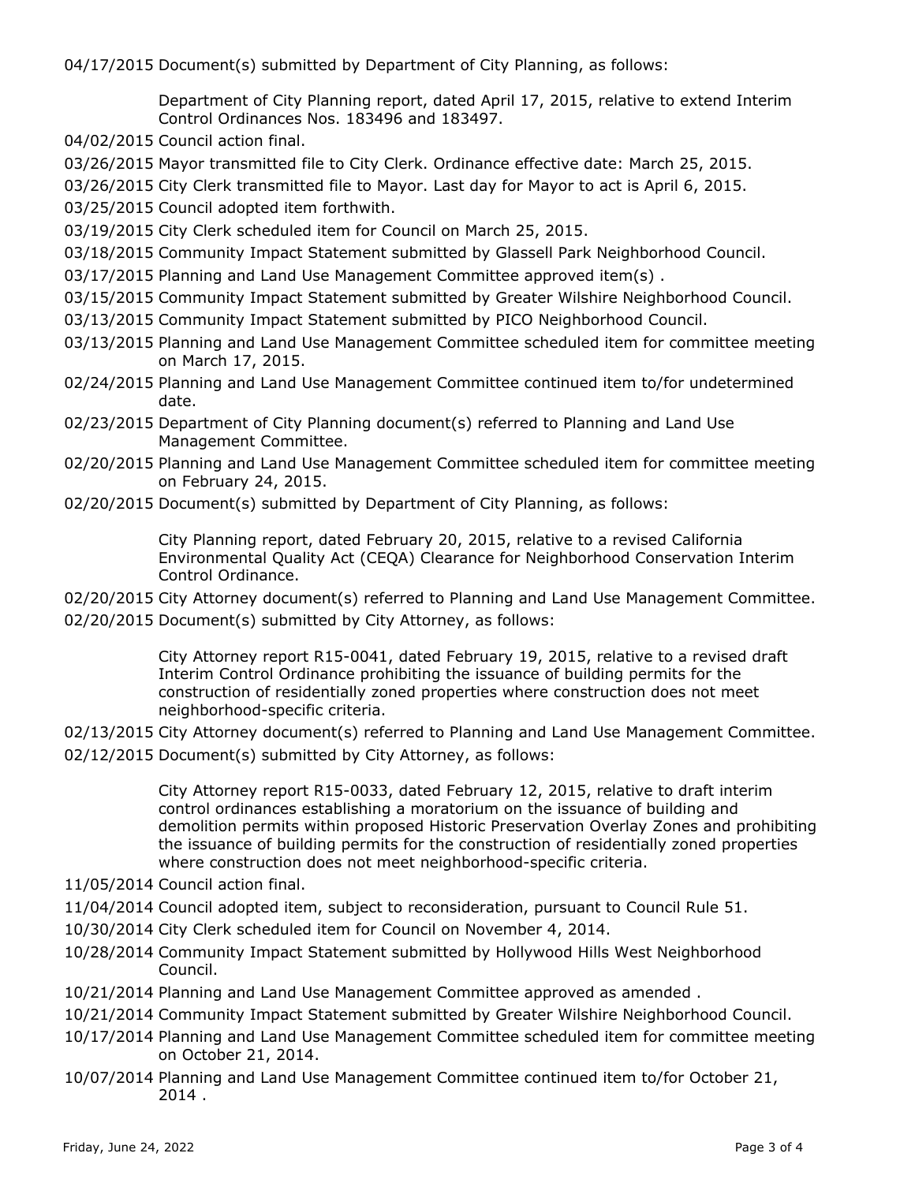04/17/2015 Document(s) submitted by Department of City Planning, as follows:

Department of City Planning report, dated April 17, 2015, relative to extend Interim Control Ordinances Nos. 183496 and 183497.

04/02/2015 Council action final.

03/26/2015 Mayor transmitted file to City Clerk. Ordinance effective date: March 25, 2015.

03/26/2015 City Clerk transmitted file to Mayor. Last day for Mayor to act is April 6, 2015.

03/25/2015 Council adopted item forthwith.

03/19/2015 City Clerk scheduled item for Council on March 25, 2015.

03/18/2015 Community Impact Statement submitted by Glassell Park Neighborhood Council.

03/17/2015 Planning and Land Use Management Committee approved item(s) .

03/15/2015 Community Impact Statement submitted by Greater Wilshire Neighborhood Council.

03/13/2015 Community Impact Statement submitted by PICO Neighborhood Council.

03/13/2015 Planning and Land Use Management Committee scheduled item for committee meeting on March 17, 2015.

02/24/2015 Planning and Land Use Management Committee continued item to/for undetermined date.

02/23/2015 Department of City Planning document(s) referred to Planning and Land Use Management Committee.

02/20/2015 Planning and Land Use Management Committee scheduled item for committee meeting on February 24, 2015.

02/20/2015 Document(s) submitted by Department of City Planning, as follows:

City Planning report, dated February 20, 2015, relative to a revised California Environmental Quality Act (CEQA) Clearance for Neighborhood Conservation Interim Control Ordinance.

02/20/2015 City Attorney document(s) referred to Planning and Land Use Management Committee.

02/20/2015 Document(s) submitted by City Attorney, as follows:

City Attorney report R15-0041, dated February 19, 2015, relative to a revised draft Interim Control Ordinance prohibiting the issuance of building permits for the construction of residentially zoned properties where construction does not meet neighborhood-specific criteria.

02/13/2015 City Attorney document(s) referred to Planning and Land Use Management Committee.

02/12/2015 Document(s) submitted by City Attorney, as follows:

City Attorney report R15-0033, dated February 12, 2015, relative to draft interim control ordinances establishing a moratorium on the issuance of building and demolition permits within proposed Historic Preservation Overlay Zones and prohibiting the issuance of building permits for the construction of residentially zoned properties where construction does not meet neighborhood-specific criteria.

11/05/2014 Council action final.

11/04/2014 Council adopted item, subject to reconsideration, pursuant to Council Rule 51.

10/30/2014 City Clerk scheduled item for Council on November 4, 2014.

10/28/2014 Community Impact Statement submitted by Hollywood Hills West Neighborhood Council.

10/21/2014 Planning and Land Use Management Committee approved as amended .

10/21/2014 Community Impact Statement submitted by Greater Wilshire Neighborhood Council.

10/17/2014 Planning and Land Use Management Committee scheduled item for committee meeting on October 21, 2014.

10/07/2014 Planning and Land Use Management Committee continued item to/for October 21, 2014 .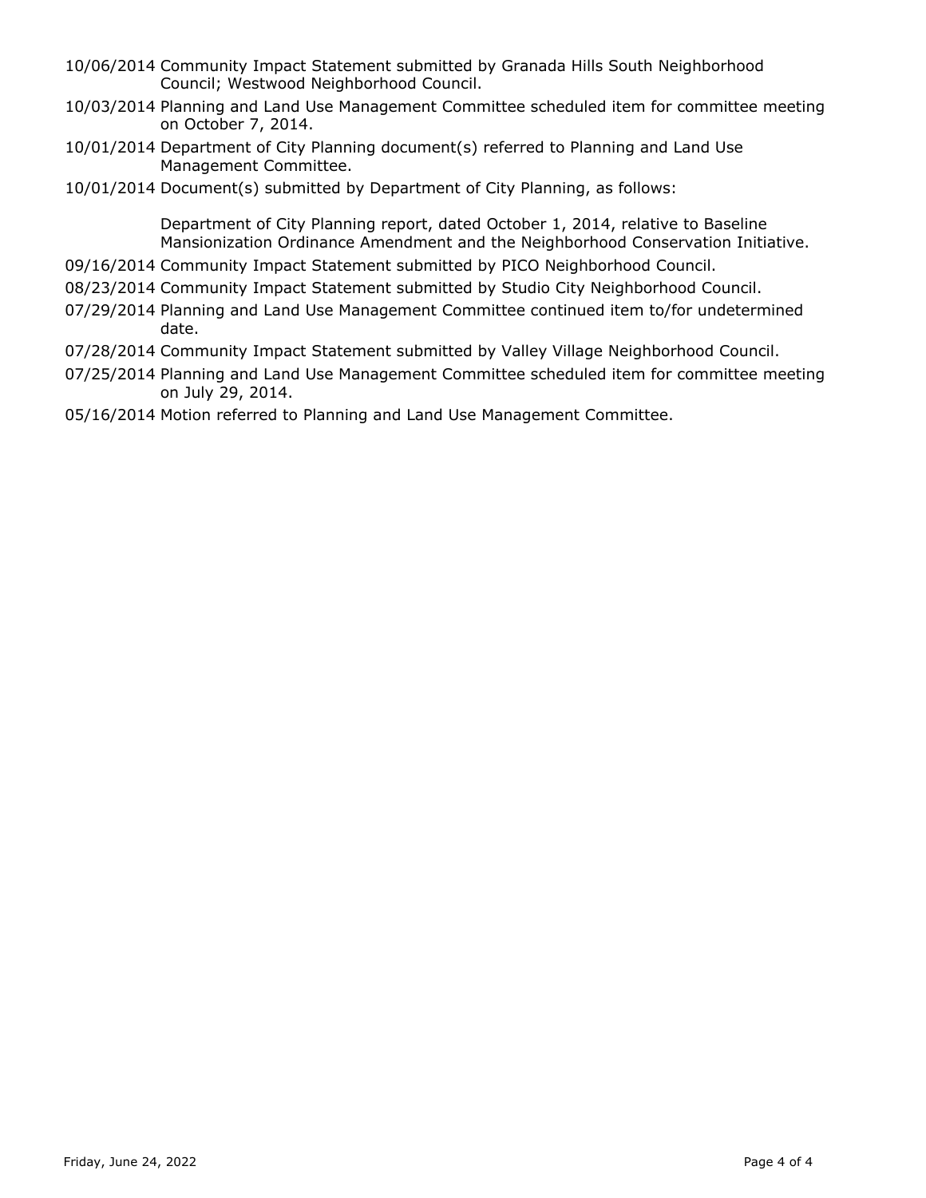10/06/2014 Community Impact Statement submitted by Granada Hills South Neighborhood Council; Westwood Neighborhood Council.

10/03/2014 Planning and Land Use Management Committee scheduled item for committee meeting on October 7, 2014.

10/01/2014 Department of City Planning document(s) referred to Planning and Land Use Management Committee.

10/01/2014 Document(s) submitted by Department of City Planning, as follows:

Department of City Planning report, dated October 1, 2014, relative to Baseline Mansionization Ordinance Amendment and the Neighborhood Conservation Initiative.

09/16/2014 Community Impact Statement submitted by PICO Neighborhood Council.

08/23/2014 Community Impact Statement submitted by Studio City Neighborhood Council.

07/29/2014 Planning and Land Use Management Committee continued item to/for undetermined date.

07/28/2014 Community Impact Statement submitted by Valley Village Neighborhood Council.

07/25/2014 Planning and Land Use Management Committee scheduled item for committee meeting on July 29, 2014.

05/16/2014 Motion referred to Planning and Land Use Management Committee.